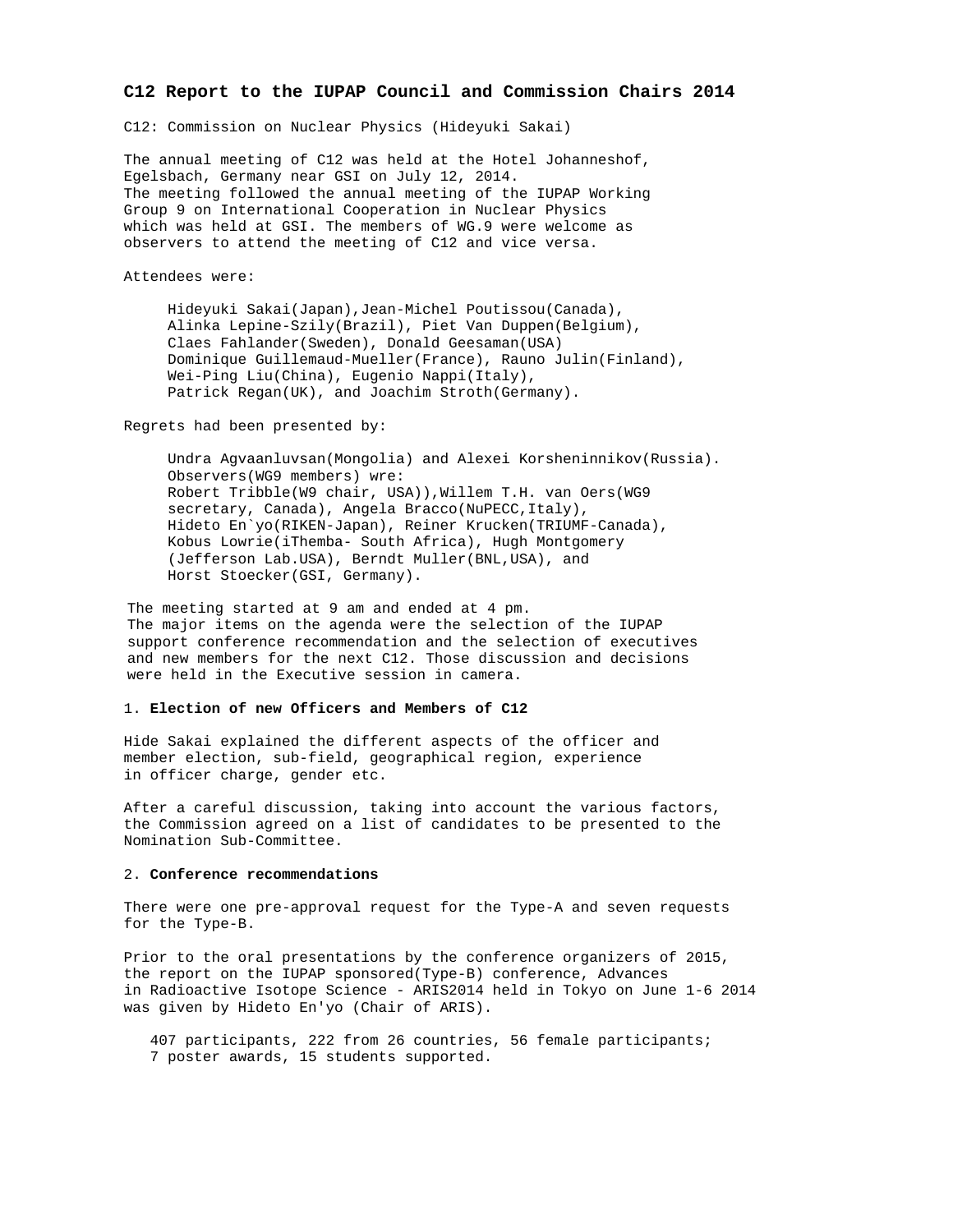# C12 Report to the IUPAP Council and Commission Chairs 2014

C12: Commission on Nuclear Physics (Hideyuki Sakai)

The annual meeting of C12 was held at the Hotel Johanneshof, Egelsbach, Germany near GSI on July 12, 2014. The meeting followed the annual meeting of the IUPAP Working Group 9 on International Cooperation in Nuclear Physics which was held at GSI. The members of WG.9 were welcome as observers to attend the meeting of C12 and vice versa.

Attendees were:

> Hideyuki Sakai(Japan),Jean-Michel Poutissou(Canada), Alinka Lepine-Szily(Brazil), Piet Van Duppen(Belgium), Claes Fahlander(Sweden), Donald Geesaman(USA) Dominique Guillemaud-Mueller(France), Rauno Julin(Finland), Wei-Ping Liu(China), Eugenio Nappi(Italy), Patrick Regan(UK), and Joachim Stroth(Germany).

Regrets had been presented by:

> Undra Agvaanluvsan(Mongolia) and Alexei Korsheninnikov(Russia).
> Observers(WG9 members) wre:
> Robert Tribble(W9 chair, USA)),Willem T.H. van Oers(WG9 secretary, Canada), Angela Bracco(NuPECC,Italy), Hideto En`yo(RIKEN-Japan), Reiner Krucken(TRIUMF-Canada), Kobus Lowrie(iThemba- South Africa), Hugh Montgomery (Jefferson Lab.USA), Berndt Muller(BNL,USA), and Horst Stoecker(GSI, Germany).

The meeting started at 9 am and ended at 4 pm. The major items on the agenda were the selection of the IUPAP support conference recommendation and the selection of executives and new members for the next C12. Those discussion and decisions were held in the Executive session in camera.

## 1. **Election of new Officers and Members of C12**

Hide Sakai explained the different aspects of the officer and member election, sub-field, geographical region, experience in officer charge, gender etc.

After a careful discussion, taking into account the various factors, the Commission agreed on a list of candidates to be presented to the Nomination Sub-Committee.

## 2. **Conference recommendations**

There were one pre-approval request for the Type-A and seven requests for the Type-B.

Prior to the oral presentations by the conference organizers of 2015, the report on the IUPAP sponsored(Type-B) conference, Advances in Radioactive Isotope Science - ARIS2014 held in Tokyo on June 1-6 2014 was given by Hideto En'yo (Chair of ARIS).

> 407 participants, 222 from 26 countries, 56 female participants; 7 poster awards, 15 students supported.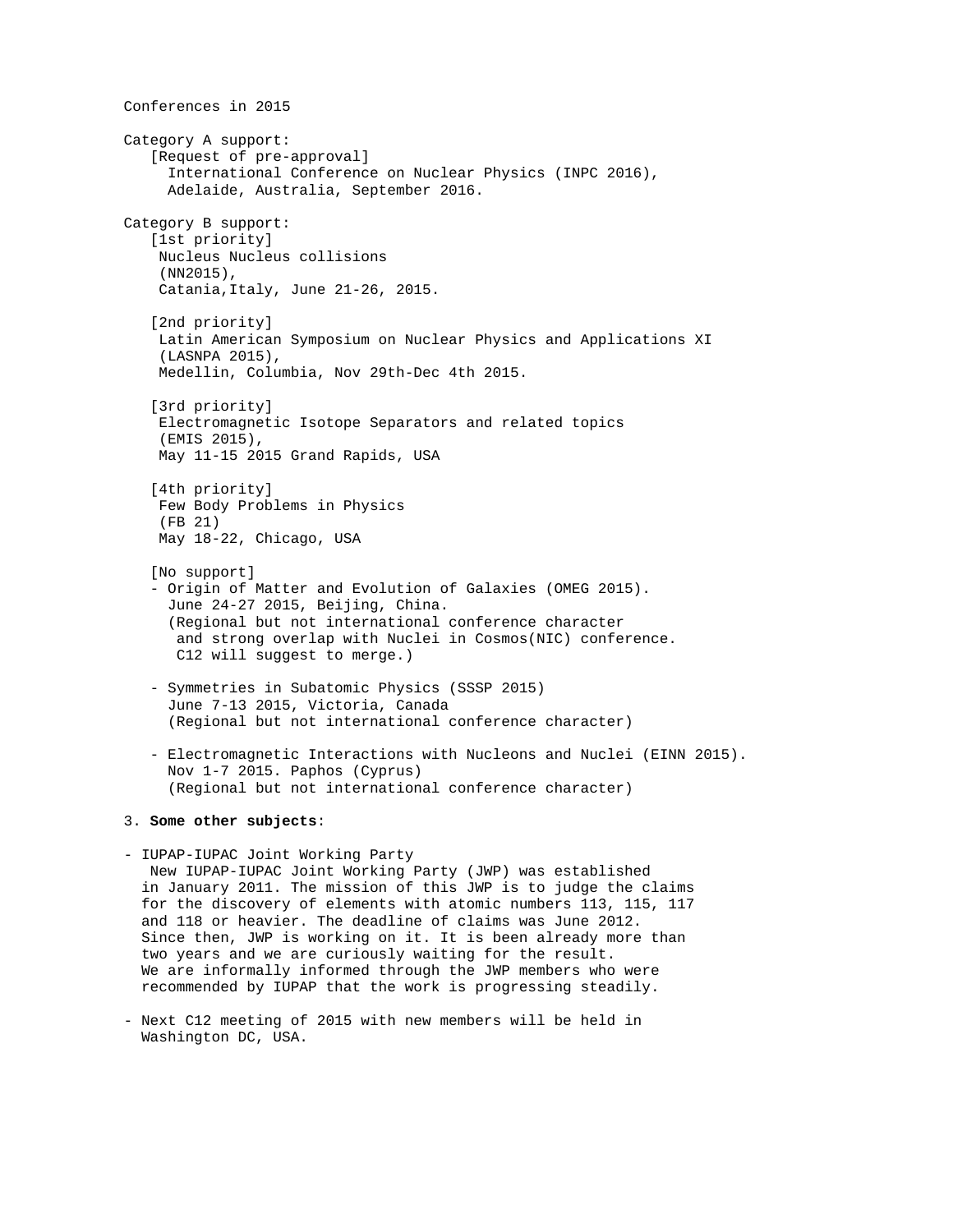Conferences in 2015

Category A support:

[Request of pre-approval]
International Conference on Nuclear Physics (INPC 2016),
Adelaide, Australia, September 2016.

Category B support:

[1st priority]
Nucleus Nucleus collisions
(NN2015),
Catania,Italy, June 21-26, 2015.

[2nd priority]
Latin American Symposium on Nuclear Physics and Applications XI
(LASNPA 2015),
Medellin, Columbia, Nov 29th-Dec 4th 2015.

[3rd priority]
Electromagnetic Isotope Separators and related topics
(EMIS 2015),
May 11-15 2015 Grand Rapids, USA

[4th priority]
Few Body Problems in Physics
(FB 21)
May 18-22, Chicago, USA

[No support]

- Origin of Matter and Evolution of Galaxies (OMEG 2015).
  June 24-27 2015, Beijing, China.
  (Regional but not international conference character
  and strong overlap with Nuclei in Cosmos(NIC) conference.
  C12 will suggest to merge.)

- Symmetries in Subatomic Physics (SSSP 2015)
  June 7-13 2015, Victoria, Canada
  (Regional but not international conference character)

- Electromagnetic Interactions with Nucleons and Nuclei (EINN 2015).
  Nov 1-7 2015. Paphos (Cyprus)
  (Regional but not international conference character)

3. **Some other subjects**:

- IUPAP-IUPAC Joint Working Party
  New IUPAP-IUPAC Joint Working Party (JWP) was established in January 2011. The mission of this JWP is to judge the claims for the discovery of elements with atomic numbers 113, 115, 117 and 118 or heavier. The deadline of claims was June 2012. Since then, JWP is working on it. It is been already more than two years and we are curiously waiting for the result. We are informally informed through the JWP members who were recommended by IUPAP that the work is progressing steadily.

- Next C12 meeting of 2015 with new members will be held in Washington DC, USA.